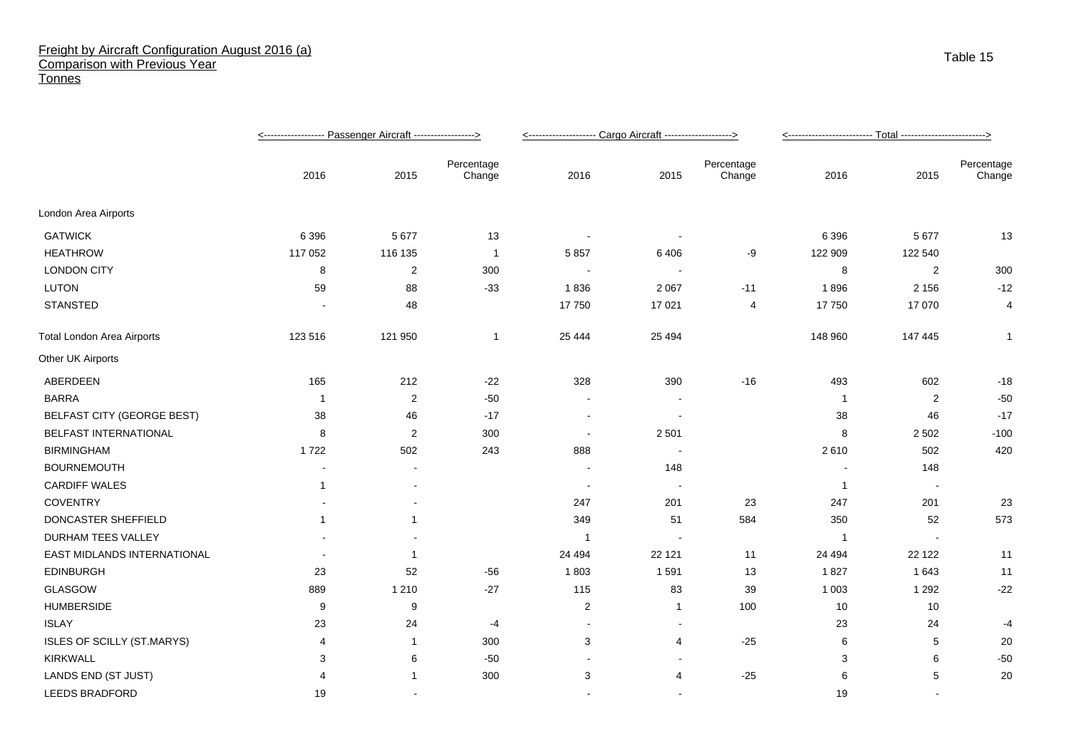Freight by Aircraft Configuration August 2016 (a)
Comparison with Previous Year
Tonnes

Table 15

| | Passenger Aircraft | | | Cargo Aircraft | | | Total | | |
|---|---|---|---|---|---|---|---|---|---|
| | 2016 | 2015 | Percentage Change | 2016 | 2015 | Percentage Change | 2016 | 2015 | Percentage Change |
| London Area Airports | | | | | | | | | |
| GATWICK | 6 396 | 5 677 | 13 | - | - | | 6 396 | 5 677 | 13 |
| HEATHROW | 117 052 | 116 135 | 1 | 5 857 | 6 406 | -9 | 122 909 | 122 540 | |
| LONDON CITY | 8 | 2 | 300 | - | - | | 8 | 2 | 300 |
| LUTON | 59 | 88 | -33 | 1 836 | 2 067 | -11 | 1 896 | 2 156 | -12 |
| STANSTED | - | 48 | | 17 750 | 17 021 | 4 | 17 750 | 17 070 | 4 |
| Total London Area Airports | 123 516 | 121 950 | 1 | 25 444 | 25 494 | | 148 960 | 147 445 | 1 |
| Other UK Airports | | | | | | | | | |
| ABERDEEN | 165 | 212 | -22 | 328 | 390 | -16 | 493 | 602 | -18 |
| BARRA | 1 | 2 | -50 | - | - | | 1 | 2 | -50 |
| BELFAST CITY (GEORGE BEST) | 38 | 46 | -17 | - | - | | 38 | 46 | -17 |
| BELFAST INTERNATIONAL | 8 | 2 | 300 | - | 2 501 | | 8 | 2 502 | -100 |
| BIRMINGHAM | 1 722 | 502 | 243 | 888 | - | | 2 610 | 502 | 420 |
| BOURNEMOUTH | - | - | | - | 148 | | - | 148 | |
| CARDIFF WALES | 1 | - | | - | - | | 1 | - | |
| COVENTRY | - | - | | 247 | 201 | 23 | 247 | 201 | 23 |
| DONCASTER SHEFFIELD | 1 | 1 | | 349 | 51 | 584 | 350 | 52 | 573 |
| DURHAM TEES VALLEY | - | - | | 1 | - | | 1 | - | |
| EAST MIDLANDS INTERNATIONAL | - | 1 | | 24 494 | 22 121 | 11 | 24 494 | 22 122 | 11 |
| EDINBURGH | 23 | 52 | -56 | 1 803 | 1 591 | 13 | 1 827 | 1 643 | 11 |
| GLASGOW | 889 | 1 210 | -27 | 115 | 83 | 39 | 1 003 | 1 292 | -22 |
| HUMBERSIDE | 9 | 9 | | 2 | 1 | 100 | 10 | 10 | |
| ISLAY | 23 | 24 | -4 | - | - | | 23 | 24 | -4 |
| ISLES OF SCILLY (ST.MARYS) | 4 | 1 | 300 | 3 | 4 | -25 | 6 | 5 | 20 |
| KIRKWALL | 3 | 6 | -50 | - | - | | 3 | 6 | -50 |
| LANDS END (ST JUST) | 4 | 1 | 300 | 3 | 4 | -25 | 6 | 5 | 20 |
| LEEDS BRADFORD | 19 | - | | - | - | | 19 | - | |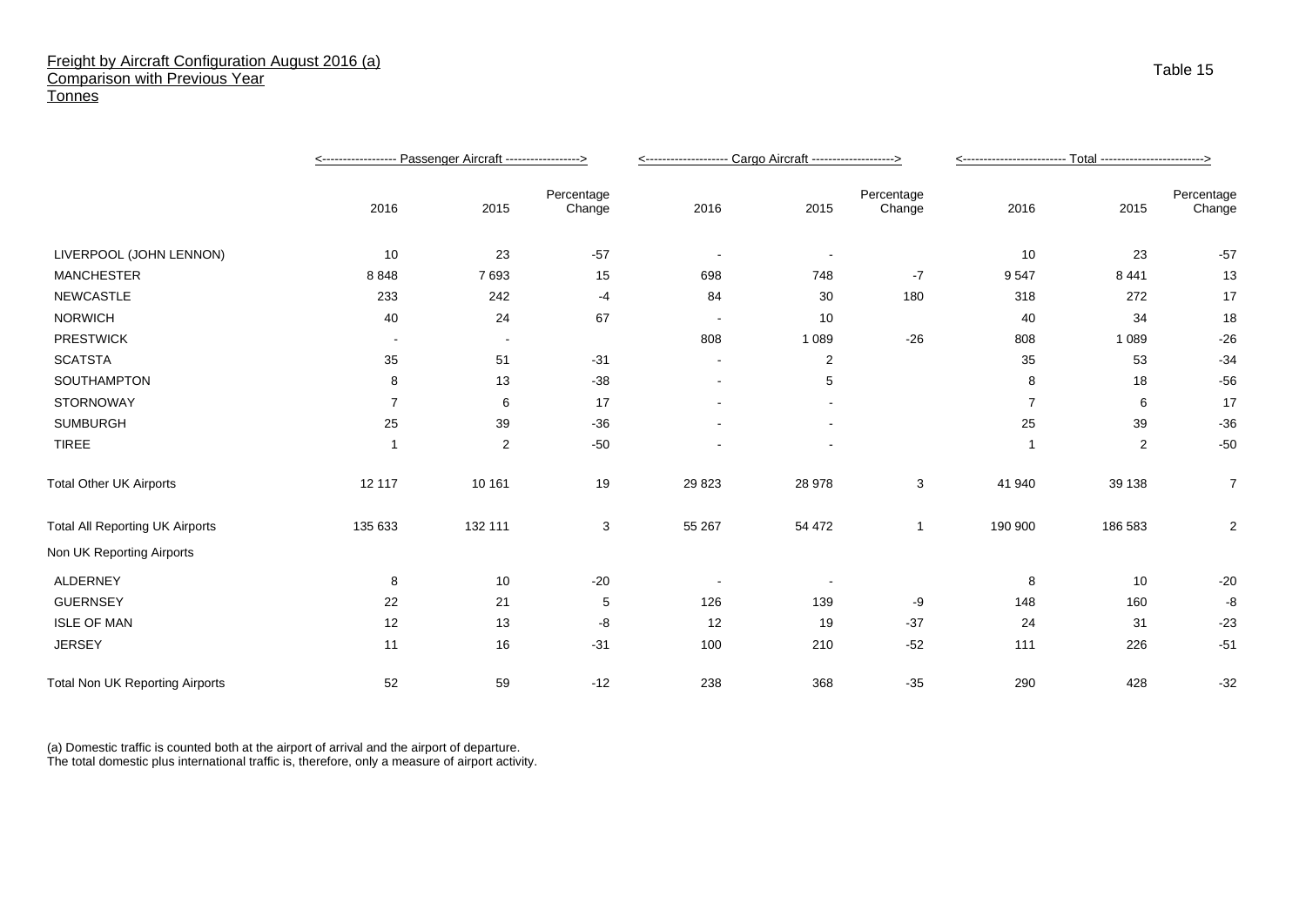Freight by Aircraft Configuration August 2016 (a)
Comparison with Previous Year
Tonnes

Table 15

| | Passenger Aircraft | | | Cargo Aircraft | | | Total | | |
|---|---|---|---|---|---|---|---|---|---|
| | 2016 | 2015 | Percentage Change | 2016 | 2015 | Percentage Change | 2016 | 2015 | Percentage Change |
| LIVERPOOL (JOHN LENNON) | 10 | 23 | -57 | - | - | | 10 | 23 | -57 |
| MANCHESTER | 8 848 | 7 693 | 15 | 698 | 748 | -7 | 9 547 | 8 441 | 13 |
| NEWCASTLE | 233 | 242 | -4 | 84 | 30 | 180 | 318 | 272 | 17 |
| NORWICH | 40 | 24 | 67 | - | 10 | | 40 | 34 | 18 |
| PRESTWICK | - | - | | 808 | 1 089 | -26 | 808 | 1 089 | -26 |
| SCATSTA | 35 | 51 | -31 | - | 2 | | 35 | 53 | -34 |
| SOUTHAMPTON | 8 | 13 | -38 | - | 5 | | 8 | 18 | -56 |
| STORNOWAY | 7 | 6 | 17 | - | - | | 7 | 6 | 17 |
| SUMBURGH | 25 | 39 | -36 | - | - | | 25 | 39 | -36 |
| TIREE | 1 | 2 | -50 | - | - | | 1 | 2 | -50 |
| Total Other UK Airports | 12 117 | 10 161 | 19 | 29 823 | 28 978 | 3 | 41 940 | 39 138 | 7 |
| Total All Reporting UK Airports | 135 633 | 132 111 | 3 | 55 267 | 54 472 | 1 | 190 900 | 186 583 | 2 |
| Non UK Reporting Airports | | | | | | | | | |
| ALDERNEY | 8 | 10 | -20 | - | - | | 8 | 10 | -20 |
| GUERNSEY | 22 | 21 | 5 | 126 | 139 | -9 | 148 | 160 | -8 |
| ISLE OF MAN | 12 | 13 | -8 | 12 | 19 | -37 | 24 | 31 | -23 |
| JERSEY | 11 | 16 | -31 | 100 | 210 | -52 | 111 | 226 | -51 |
| Total Non UK Reporting Airports | 52 | 59 | -12 | 238 | 368 | -35 | 290 | 428 | -32 |

(a) Domestic traffic is counted both at the airport of arrival and the airport of departure.
The total domestic plus international traffic is, therefore, only a measure of airport activity.